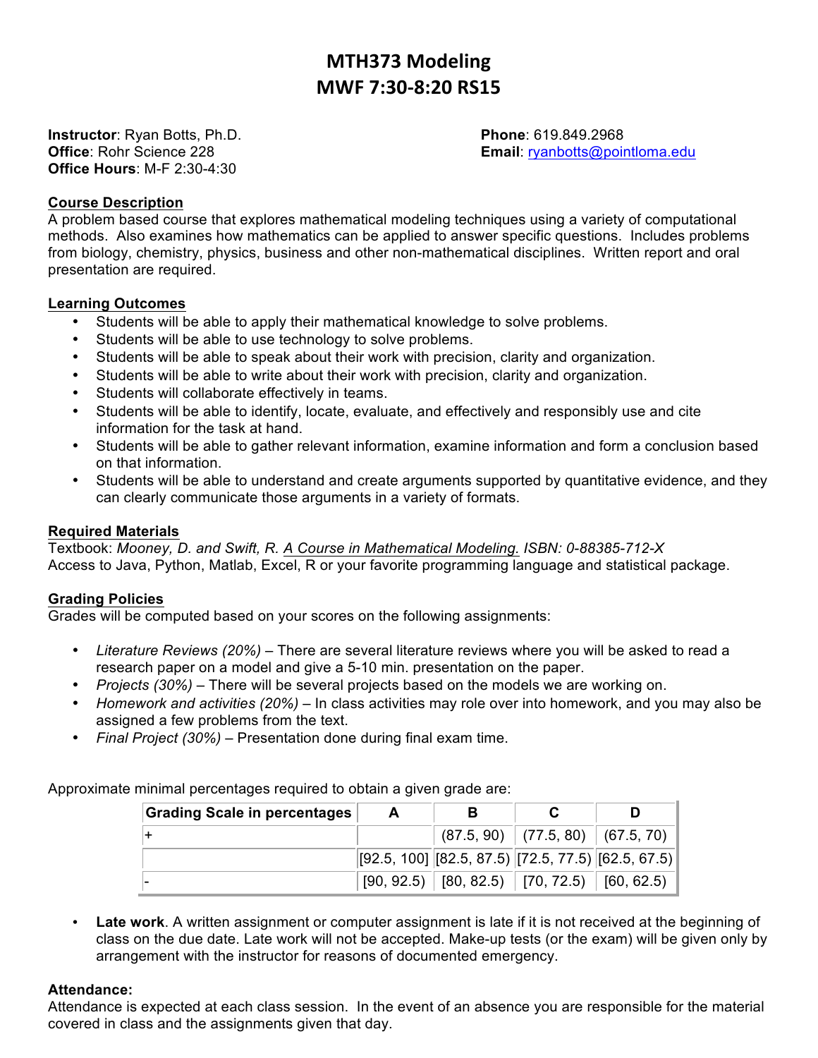# MTH373 Modeling
# MWF 7:30-8:20 RS15

**Instructor**: Ryan Botts, Ph.D.
**Office**: Rohr Science 228
**Office Hours**: M-F 2:30-4:30

**Phone**: 619.849.2968
**Email**: ryanbotts@pointloma.edu

## Course Description

A problem based course that explores mathematical modeling techniques using a variety of computational methods. Also examines how mathematics can be applied to answer specific questions. Includes problems from biology, chemistry, physics, business and other non-mathematical disciplines. Written report and oral presentation are required.

## Learning Outcomes

- Students will be able to apply their mathematical knowledge to solve problems.
- Students will be able to use technology to solve problems.
- Students will be able to speak about their work with precision, clarity and organization.
- Students will be able to write about their work with precision, clarity and organization.
- Students will collaborate effectively in teams.
- Students will be able to identify, locate, evaluate, and effectively and responsibly use and cite information for the task at hand.
- Students will be able to gather relevant information, examine information and form a conclusion based on that information.
- Students will be able to understand and create arguments supported by quantitative evidence, and they can clearly communicate those arguments in a variety of formats.

## Required Materials

Textbook: *Mooney, D. and Swift, R. A Course in Mathematical Modeling. ISBN: 0-88385-712-X*
Access to Java, Python, Matlab, Excel, R or your favorite programming language and statistical package.

## Grading Policies

Grades will be computed based on your scores on the following assignments:

- *Literature Reviews (20%)* – There are several literature reviews where you will be asked to read a research paper on a model and give a 5-10 min. presentation on the paper.
- *Projects (30%)* – There will be several projects based on the models we are working on.
- *Homework and activities (20%)* – In class activities may role over into homework, and you may also be assigned a few problems from the text.
- *Final Project (30%)* – Presentation done during final exam time.

Approximate minimal percentages required to obtain a given grade are:

| Grading Scale in percentages | A | B | C | D |
|---|---|---|---|---|
| + | | (87.5, 90) | (77.5, 80) | (67.5, 70) |
| | [92.5, 100] | [82.5, 87.5) | [72.5, 77.5) | [62.5, 67.5) |
| - | [90, 92.5) | [80, 82.5) | [70, 72.5) | [60, 62.5) |

- **Late work**. A written assignment or computer assignment is late if it is not received at the beginning of class on the due date. Late work will not be accepted. Make-up tests (or the exam) will be given only by arrangement with the instructor for reasons of documented emergency.

**Attendance:**
Attendance is expected at each class session. In the event of an absence you are responsible for the material covered in class and the assignments given that day.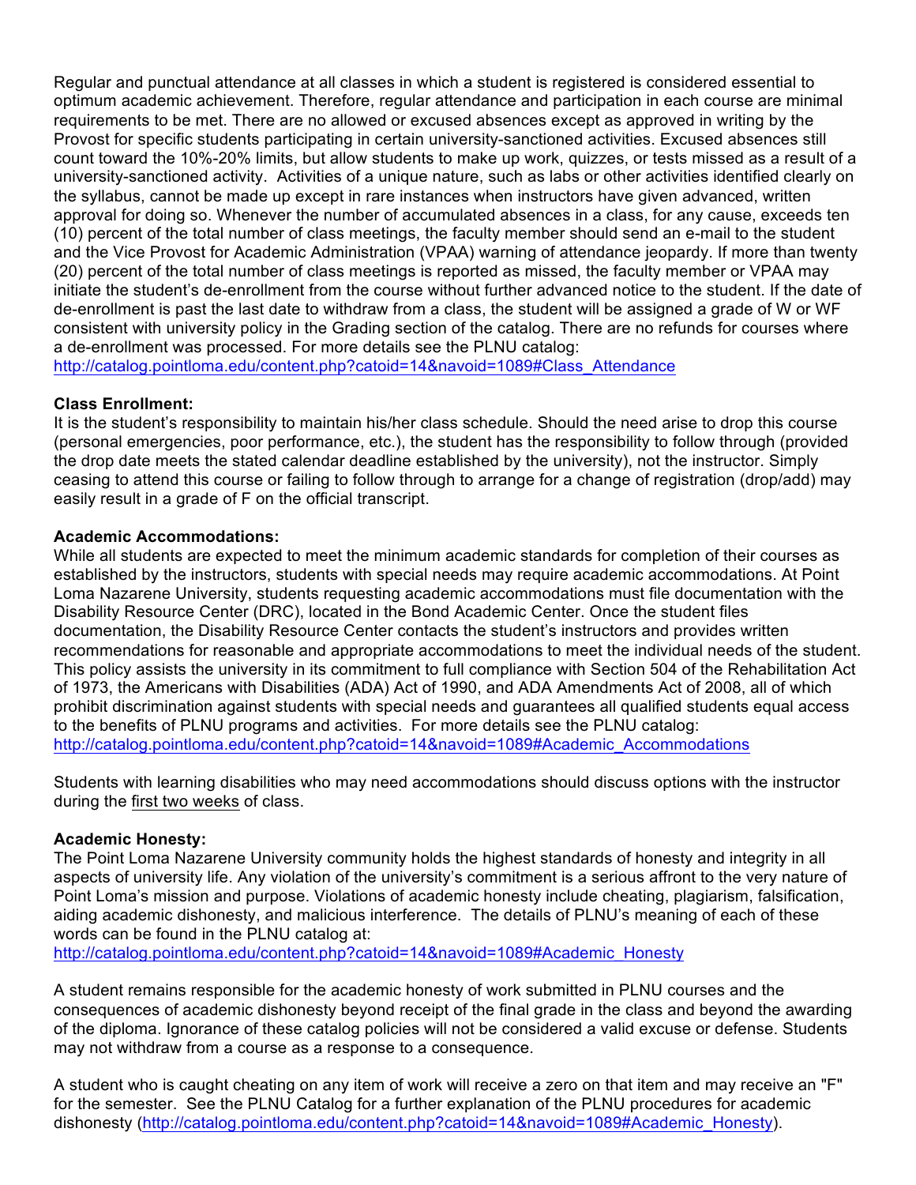Regular and punctual attendance at all classes in which a student is registered is considered essential to optimum academic achievement. Therefore, regular attendance and participation in each course are minimal requirements to be met. There are no allowed or excused absences except as approved in writing by the Provost for specific students participating in certain university-sanctioned activities. Excused absences still count toward the 10%-20% limits, but allow students to make up work, quizzes, or tests missed as a result of a university-sanctioned activity. Activities of a unique nature, such as labs or other activities identified clearly on the syllabus, cannot be made up except in rare instances when instructors have given advanced, written approval for doing so. Whenever the number of accumulated absences in a class, for any cause, exceeds ten (10) percent of the total number of class meetings, the faculty member should send an e-mail to the student and the Vice Provost for Academic Administration (VPAA) warning of attendance jeopardy. If more than twenty (20) percent of the total number of class meetings is reported as missed, the faculty member or VPAA may initiate the student's de-enrollment from the course without further advanced notice to the student. If the date of de-enrollment is past the last date to withdraw from a class, the student will be assigned a grade of W or WF consistent with university policy in the Grading section of the catalog. There are no refunds for courses where a de-enrollment was processed. For more details see the PLNU catalog: http://catalog.pointloma.edu/content.php?catoid=14&navoid=1089#Class_Attendance

**Class Enrollment:**
It is the student's responsibility to maintain his/her class schedule. Should the need arise to drop this course (personal emergencies, poor performance, etc.), the student has the responsibility to follow through (provided the drop date meets the stated calendar deadline established by the university), not the instructor. Simply ceasing to attend this course or failing to follow through to arrange for a change of registration (drop/add) may easily result in a grade of F on the official transcript.

**Academic Accommodations:**
While all students are expected to meet the minimum academic standards for completion of their courses as established by the instructors, students with special needs may require academic accommodations. At Point Loma Nazarene University, students requesting academic accommodations must file documentation with the Disability Resource Center (DRC), located in the Bond Academic Center. Once the student files documentation, the Disability Resource Center contacts the student's instructors and provides written recommendations for reasonable and appropriate accommodations to meet the individual needs of the student. This policy assists the university in its commitment to full compliance with Section 504 of the Rehabilitation Act of 1973, the Americans with Disabilities (ADA) Act of 1990, and ADA Amendments Act of 2008, all of which prohibit discrimination against students with special needs and guarantees all qualified students equal access to the benefits of PLNU programs and activities. For more details see the PLNU catalog: http://catalog.pointloma.edu/content.php?catoid=14&navoid=1089#Academic_Accommodations

Students with learning disabilities who may need accommodations should discuss options with the instructor during the first two weeks of class.

**Academic Honesty:**
The Point Loma Nazarene University community holds the highest standards of honesty and integrity in all aspects of university life. Any violation of the university's commitment is a serious affront to the very nature of Point Loma's mission and purpose. Violations of academic honesty include cheating, plagiarism, falsification, aiding academic dishonesty, and malicious interference. The details of PLNU's meaning of each of these words can be found in the PLNU catalog at:
http://catalog.pointloma.edu/content.php?catoid=14&navoid=1089#Academic_Honesty

A student remains responsible for the academic honesty of work submitted in PLNU courses and the consequences of academic dishonesty beyond receipt of the final grade in the class and beyond the awarding of the diploma. Ignorance of these catalog policies will not be considered a valid excuse or defense. Students may not withdraw from a course as a response to a consequence.

A student who is caught cheating on any item of work will receive a zero on that item and may receive an "F" for the semester. See the PLNU Catalog for a further explanation of the PLNU procedures for academic dishonesty (http://catalog.pointloma.edu/content.php?catoid=14&navoid=1089#Academic_Honesty).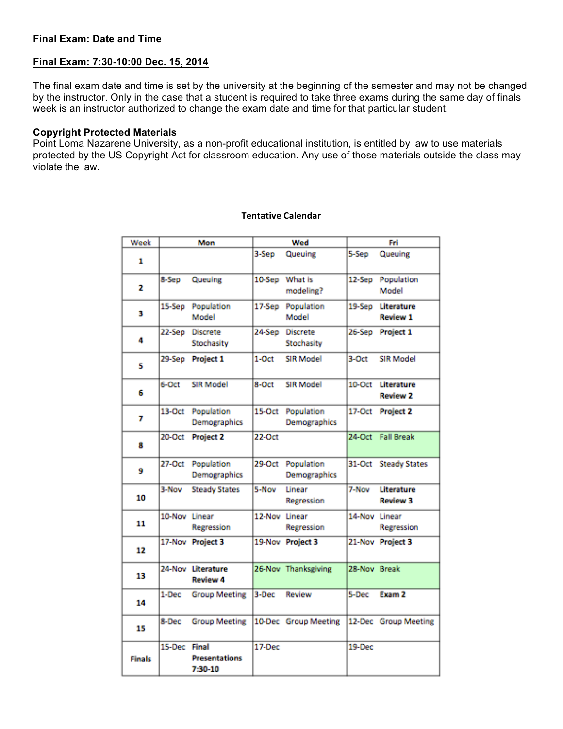**Final Exam: Date and Time**

**Final Exam: 7:30-10:00 Dec. 15, 2014**

The final exam date and time is set by the university at the beginning of the semester and may not be changed by the instructor. Only in the case that a student is required to take three exams during the same day of finals week is an instructor authorized to change the exam date and time for that particular student.

**Copyright Protected Materials**
Point Loma Nazarene University, as a non-profit educational institution, is entitled by law to use materials protected by the US Copyright Act for classroom education. Any use of those materials outside the class may violate the law.

**Tentative Calendar**

| Week | Mon | | Wed | | Fri | |
|---|---|---|---|---|---|---|
| 1 | | | 3-Sep | Queuing | 5-Sep | Queuing |
| 2 | 8-Sep | Queuing | 10-Sep | What is modeling? | 12-Sep | Population Model |
| 3 | 15-Sep | Population Model | 17-Sep | Population Model | 19-Sep | **Literature Review 1** |
| 4 | 22-Sep | Discrete Stochasity | 24-Sep | Discrete Stochasity | 26-Sep | **Project 1** |
| 5 | 29-Sep | **Project 1** | 1-Oct | SIR Model | 3-Oct | SIR Model |
| 6 | 6-Oct | SIR Model | 8-Oct | SIR Model | 10-Oct | **Literature Review 2** |
| 7 | 13-Oct | Population Demographics | 15-Oct | Population Demographics | 17-Oct | **Project 2** |
| 8 | 20-Oct | **Project 2** | 22-Oct | | 24-Oct | Fall Break |
| 9 | 27-Oct | Population Demographics | 29-Oct | Population Demographics | 31-Oct | Steady States |
| 10 | 3-Nov | Steady States | 5-Nov | Linear Regression | 7-Nov | **Literature Review 3** |
| 11 | 10-Nov | Linear Regression | 12-Nov | Linear Regression | 14-Nov | Linear Regression |
| 12 | 17-Nov | **Project 3** | 19-Nov | **Project 3** | 21-Nov | **Project 3** |
| 13 | 24-Nov | **Literature Review 4** | 26-Nov | Thanksgiving | 28-Nov | Break |
| 14 | 1-Dec | Group Meeting | 3-Dec | Review | 5-Dec | **Exam 2** |
| 15 | 8-Dec | Group Meeting | 10-Dec | Group Meeting | 12-Dec | Group Meeting |
| Finals | 15-Dec | **Final Presentations 7:30-10** | 17-Dec | | 19-Dec | |